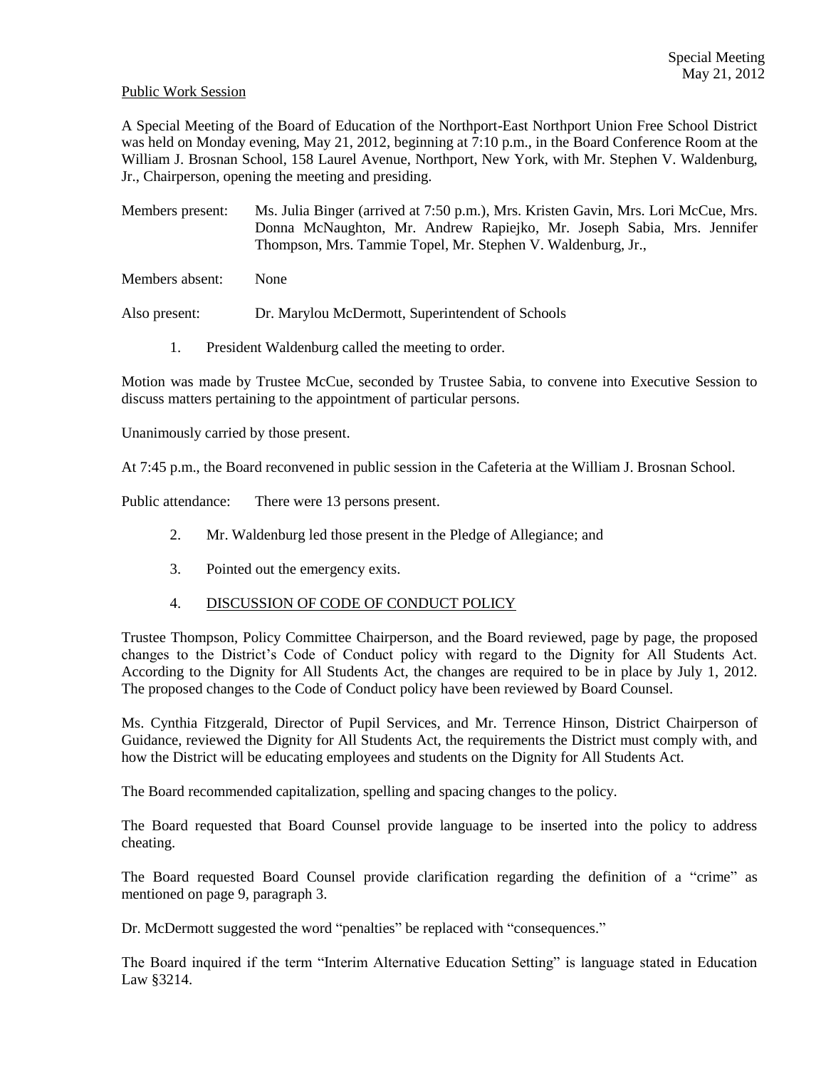Special Meeting
May 21, 2012

Public Work Session

A Special Meeting of the Board of Education of the Northport-East Northport Union Free School District was held on Monday evening, May 21, 2012, beginning at 7:10 p.m., in the Board Conference Room at the William J. Brosnan School, 158 Laurel Avenue, Northport, New York, with Mr. Stephen V. Waldenburg, Jr., Chairperson, opening the meeting and presiding.

Members present: Ms. Julia Binger (arrived at 7:50 p.m.), Mrs. Kristen Gavin, Mrs. Lori McCue, Mrs. Donna McNaughton, Mr. Andrew Rapiejko, Mr. Joseph Sabia, Mrs. Jennifer Thompson, Mrs. Tammie Topel, Mr. Stephen V. Waldenburg, Jr.,

Members absent: None

Also present: Dr. Marylou McDermott, Superintendent of Schools

1. President Waldenburg called the meeting to order.

Motion was made by Trustee McCue, seconded by Trustee Sabia, to convene into Executive Session to discuss matters pertaining to the appointment of particular persons.

Unanimously carried by those present.

At 7:45 p.m., the Board reconvened in public session in the Cafeteria at the William J. Brosnan School.

Public attendance: There were 13 persons present.

2. Mr. Waldenburg led those present in the Pledge of Allegiance; and

3. Pointed out the emergency exits.

4. DISCUSSION OF CODE OF CONDUCT POLICY

Trustee Thompson, Policy Committee Chairperson, and the Board reviewed, page by page, the proposed changes to the District's Code of Conduct policy with regard to the Dignity for All Students Act. According to the Dignity for All Students Act, the changes are required to be in place by July 1, 2012. The proposed changes to the Code of Conduct policy have been reviewed by Board Counsel.

Ms. Cynthia Fitzgerald, Director of Pupil Services, and Mr. Terrence Hinson, District Chairperson of Guidance, reviewed the Dignity for All Students Act, the requirements the District must comply with, and how the District will be educating employees and students on the Dignity for All Students Act.

The Board recommended capitalization, spelling and spacing changes to the policy.

The Board requested that Board Counsel provide language to be inserted into the policy to address cheating.

The Board requested Board Counsel provide clarification regarding the definition of a "crime" as mentioned on page 9, paragraph 3.

Dr. McDermott suggested the word "penalties" be replaced with "consequences."

The Board inquired if the term "Interim Alternative Education Setting" is language stated in Education Law §3214.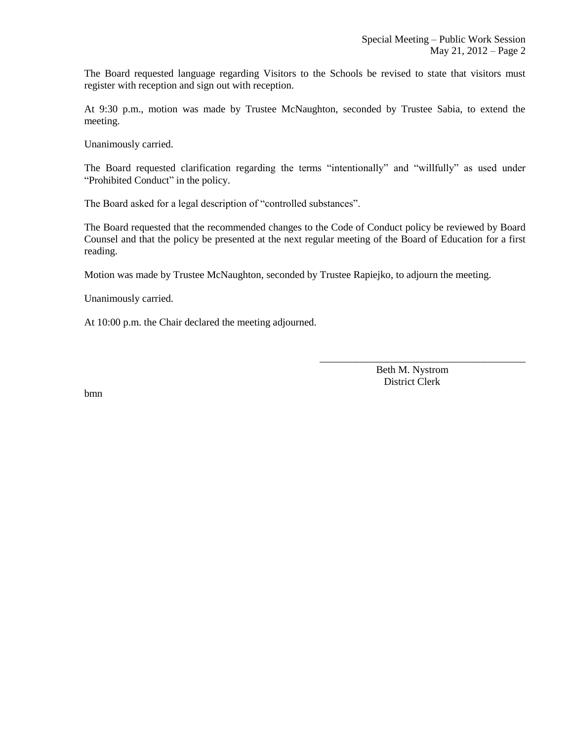The Board requested language regarding Visitors to the Schools be revised to state that visitors must register with reception and sign out with reception.

At 9:30 p.m., motion was made by Trustee McNaughton, seconded by Trustee Sabia, to extend the meeting.

Unanimously carried.

The Board requested clarification regarding the terms "intentionally" and "willfully" as used under "Prohibited Conduct" in the policy.

The Board asked for a legal description of "controlled substances".

The Board requested that the recommended changes to the Code of Conduct policy be reviewed by Board Counsel and that the policy be presented at the next regular meeting of the Board of Education for a first reading.

Motion was made by Trustee McNaughton, seconded by Trustee Rapiejko, to adjourn the meeting.

Unanimously carried.

At 10:00 p.m. the Chair declared the meeting adjourned.

\_\_\_\_\_\_\_\_\_\_\_\_\_\_\_\_\_\_\_\_\_\_\_\_\_\_\_\_\_\_\_\_\_\_\_\_\_\_\_\_

Beth M. Nystrom
District Clerk

bmn